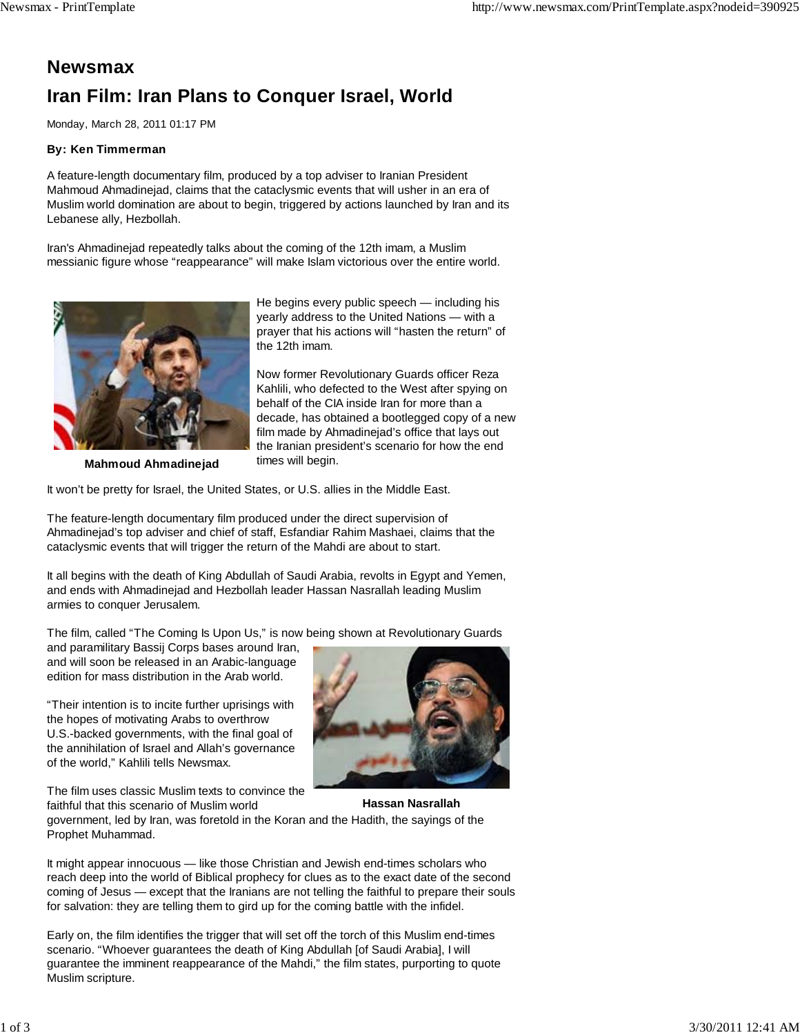# Newsmax

## Iran Film: Iran Plans to Conquer Israel, World

Monday, March 28, 2011 01:17 PM

**By: Ken Timmerman**

A feature-length documentary film, produced by a top adviser to Iranian President Mahmoud Ahmadinejad, claims that the cataclysmic events that will usher in an era of Muslim world domination are about to begin, triggered by actions launched by Iran and its Lebanese ally, Hezbollah.

Iran's Ahmadinejad repeatedly talks about the coming of the 12th imam, a Muslim messianic figure whose "reappearance" will make Islam victorious over the entire world.

**Mahmoud Ahmadinejad**

He begins every public speech — including his yearly address to the United Nations — with a prayer that his actions will "hasten the return" of the 12th imam.

Now former Revolutionary Guards officer Reza Kahlili, who defected to the West after spying on behalf of the CIA inside Iran for more than a decade, has obtained a bootlegged copy of a new film made by Ahmadinejad's office that lays out the Iranian president's scenario for how the end times will begin.

It won't be pretty for Israel, the United States, or U.S. allies in the Middle East.

The feature-length documentary film produced under the direct supervision of Ahmadinejad's top adviser and chief of staff, Esfandiar Rahim Mashaei, claims that the cataclysmic events that will trigger the return of the Mahdi are about to start.

It all begins with the death of King Abdullah of Saudi Arabia, revolts in Egypt and Yemen, and ends with Ahmadinejad and Hezbollah leader Hassan Nasrallah leading Muslim armies to conquer Jerusalem.

The film, called "The Coming Is Upon Us," is now being shown at Revolutionary Guards and paramilitary Bassij Corps bases around Iran, and will soon be released in an Arabic-language edition for mass distribution in the Arab world.

"Their intention is to incite further uprisings with the hopes of motivating Arabs to overthrow U.S.-backed governments, with the final goal of the annihilation of Israel and Allah's governance of the world," Kahlili tells Newsmax.

**Hassan Nasrallah**

The film uses classic Muslim texts to convince the faithful that this scenario of Muslim world government, led by Iran, was foretold in the Koran and the Hadith, the sayings of the Prophet Muhammad.

It might appear innocuous — like those Christian and Jewish end-times scholars who reach deep into the world of Biblical prophecy for clues as to the exact date of the second coming of Jesus — except that the Iranians are not telling the faithful to prepare their souls for salvation: they are telling them to gird up for the coming battle with the infidel.

Early on, the film identifies the trigger that will set off the torch of this Muslim end-times scenario. "Whoever guarantees the death of King Abdullah [of Saudi Arabia], I will guarantee the imminent reappearance of the Mahdi," the film states, purporting to quote Muslim scripture.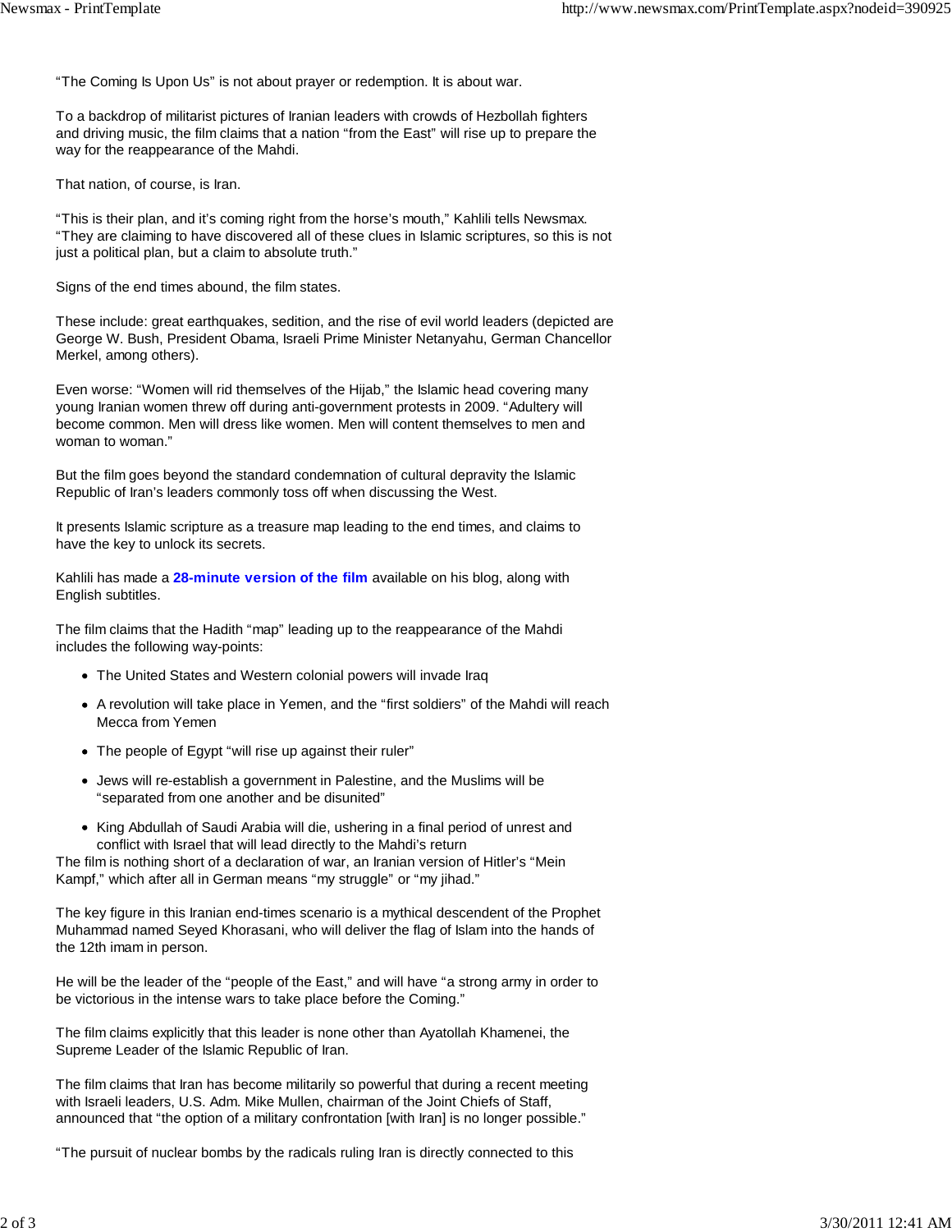“The Coming Is Upon Us” is not about prayer or redemption. It is about war.

To a backdrop of militarist pictures of Iranian leaders with crowds of Hezbollah fighters and driving music, the film claims that a nation “from the East” will rise up to prepare the way for the reappearance of the Mahdi.

That nation, of course, is Iran.

“This is their plan, and it’s coming right from the horse’s mouth,” Kahlili tells Newsmax. “They are claiming to have discovered all of these clues in Islamic scriptures, so this is not just a political plan, but a claim to absolute truth.”

Signs of the end times abound, the film states.

These include: great earthquakes, sedition, and the rise of evil world leaders (depicted are George W. Bush, President Obama, Israeli Prime Minister Netanyahu, German Chancellor Merkel, among others).

Even worse: “Women will rid themselves of the Hijab,” the Islamic head covering many young Iranian women threw off during anti-government protests in 2009. “Adultery will become common. Men will dress like women. Men will content themselves to men and woman to woman.”

But the film goes beyond the standard condemnation of cultural depravity the Islamic Republic of Iran’s leaders commonly toss off when discussing the West.

It presents Islamic scripture as a treasure map leading to the end times, and claims to have the key to unlock its secrets.

Kahlili has made a **28-minute version of the film** available on his blog, along with English subtitles.

The film claims that the Hadith “map” leading up to the reappearance of the Mahdi includes the following way-points:

- The United States and Western colonial powers will invade Iraq
- A revolution will take place in Yemen, and the “first soldiers” of the Mahdi will reach Mecca from Yemen
- The people of Egypt “will rise up against their ruler”
- Jews will re-establish a government in Palestine, and the Muslims will be “separated from one another and be disunited”
- King Abdullah of Saudi Arabia will die, ushering in a final period of unrest and conflict with Israel that will lead directly to the Mahdi’s return

The film is nothing short of a declaration of war, an Iranian version of Hitler’s “Mein Kampf,” which after all in German means “my struggle” or “my jihad.”

The key figure in this Iranian end-times scenario is a mythical descendent of the Prophet Muhammad named Seyed Khorasani, who will deliver the flag of Islam into the hands of the 12th imam in person.

He will be the leader of the “people of the East,” and will have “a strong army in order to be victorious in the intense wars to take place before the Coming.”

The film claims explicitly that this leader is none other than Ayatollah Khamenei, the Supreme Leader of the Islamic Republic of Iran.

The film claims that Iran has become militarily so powerful that during a recent meeting with Israeli leaders, U.S. Adm. Mike Mullen, chairman of the Joint Chiefs of Staff, announced that “the option of a military confrontation [with Iran] is no longer possible.”

“The pursuit of nuclear bombs by the radicals ruling Iran is directly connected to this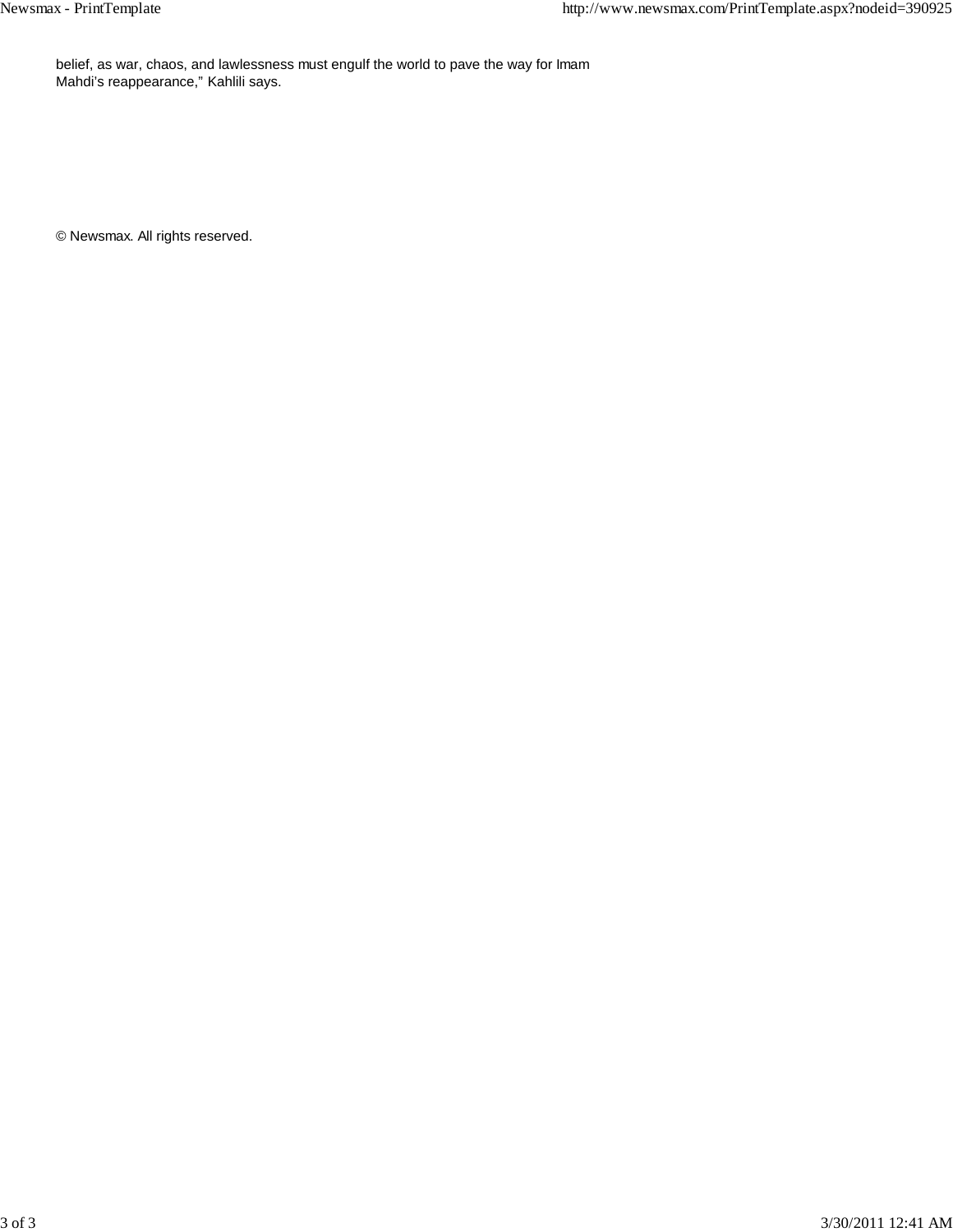belief, as war, chaos, and lawlessness must engulf the world to pave the way for Imam Mahdi's reappearance," Kahlili says.

© Newsmax. All rights reserved.